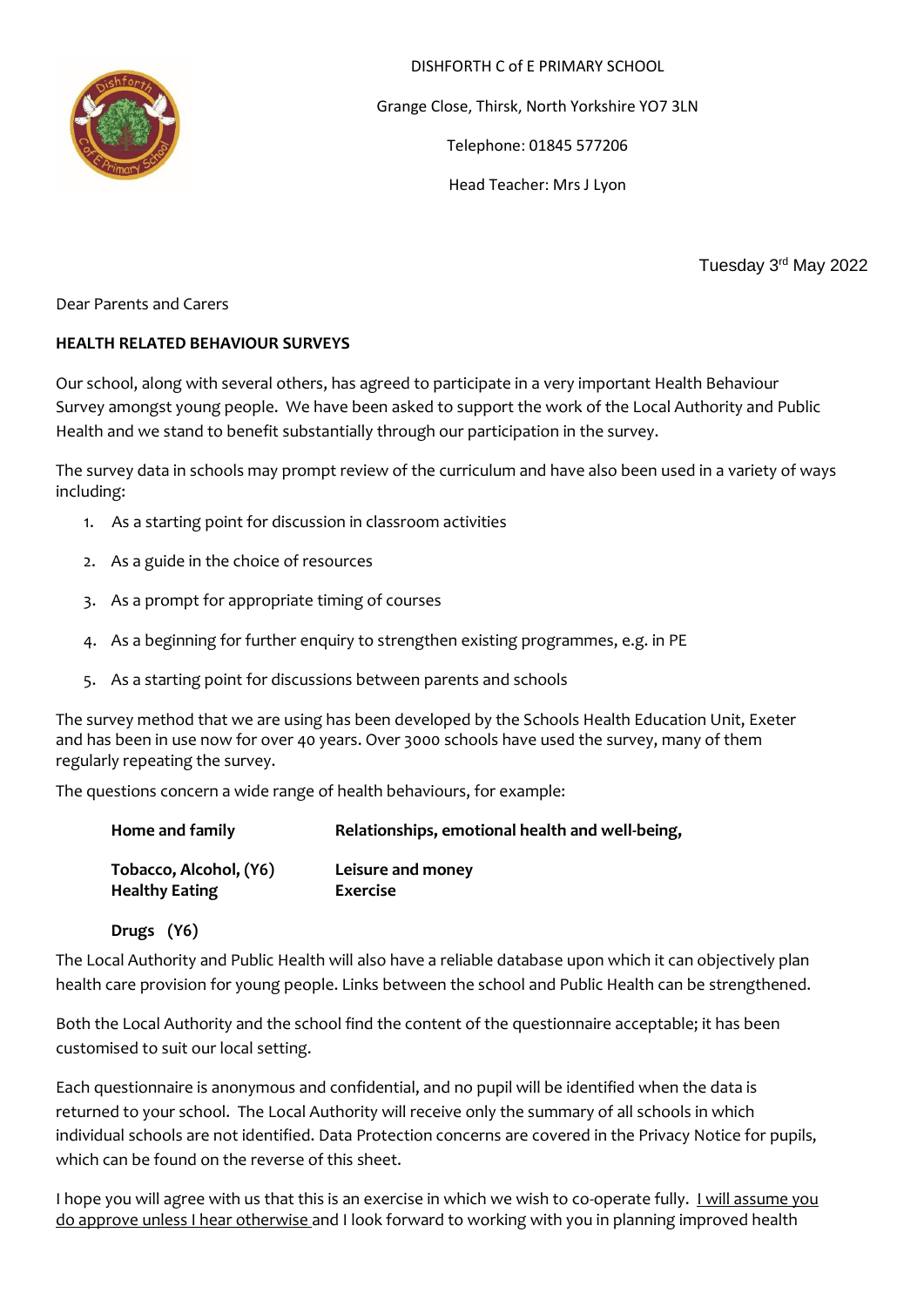DISHFORTH C of E PRIMARY SCHOOL

Grange Close, Thirsk, North Yorkshire YO7 3LN

Telephone: 01845 577206

Head Teacher: Mrs J Lyon

Tuesday 3rd May 2022

Dear Parents and Carers

**HEALTH RELATED BEHAVIOUR SURVEYS**

Our school, along with several others, has agreed to participate in a very important Health Behaviour Survey amongst young people. We have been asked to support the work of the Local Authority and Public Health and we stand to benefit substantially through our participation in the survey.

The survey data in schools may prompt review of the curriculum and have also been used in a variety of ways including:

1. As a starting point for discussion in classroom activities
2. As a guide in the choice of resources
3. As a prompt for appropriate timing of courses
4. As a beginning for further enquiry to strengthen existing programmes, e.g. in PE
5. As a starting point for discussions between parents and schools

The survey method that we are using has been developed by the Schools Health Education Unit, Exeter and has been in use now for over 40 years. Over 3000 schools have used the survey, many of them regularly repeating the survey.

The questions concern a wide range of health behaviours, for example:

| | |
|---|---|
| **Home and family** | **Relationships, emotional health and well-being,** |
| **Tobacco, Alcohol, (Y6)** | **Leisure and money** |
| **Healthy Eating** | **Exercise** |
| **Drugs (Y6)** | |

The Local Authority and Public Health will also have a reliable database upon which it can objectively plan health care provision for young people. Links between the school and Public Health can be strengthened.

Both the Local Authority and the school find the content of the questionnaire acceptable; it has been customised to suit our local setting.

Each questionnaire is anonymous and confidential, and no pupil will be identified when the data is returned to your school. The Local Authority will receive only the summary of all schools in which individual schools are not identified. Data Protection concerns are covered in the Privacy Notice for pupils, which can be found on the reverse of this sheet.

I hope you will agree with us that this is an exercise in which we wish to co-operate fully. I will assume you do approve unless I hear otherwise and I look forward to working with you in planning improved health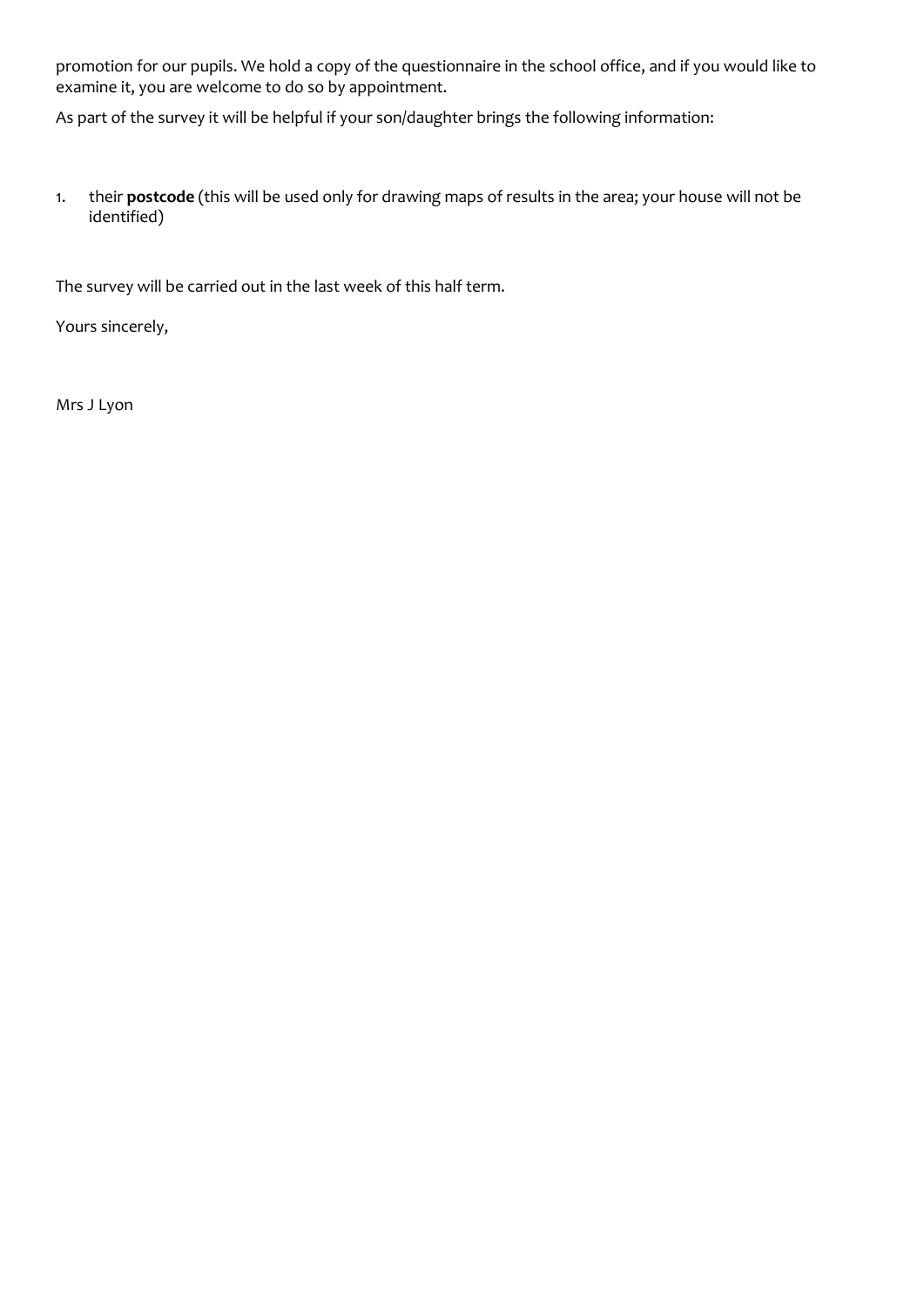promotion for our pupils. We hold a copy of the questionnaire in the school office, and if you would like to examine it, you are welcome to do so by appointment.

As part of the survey it will be helpful if your son/daughter brings the following information:

1. their **postcode** (this will be used only for drawing maps of results in the area; your house will not be identified)

The survey will be carried out in the last week of this half term.

Yours sincerely,

Mrs J Lyon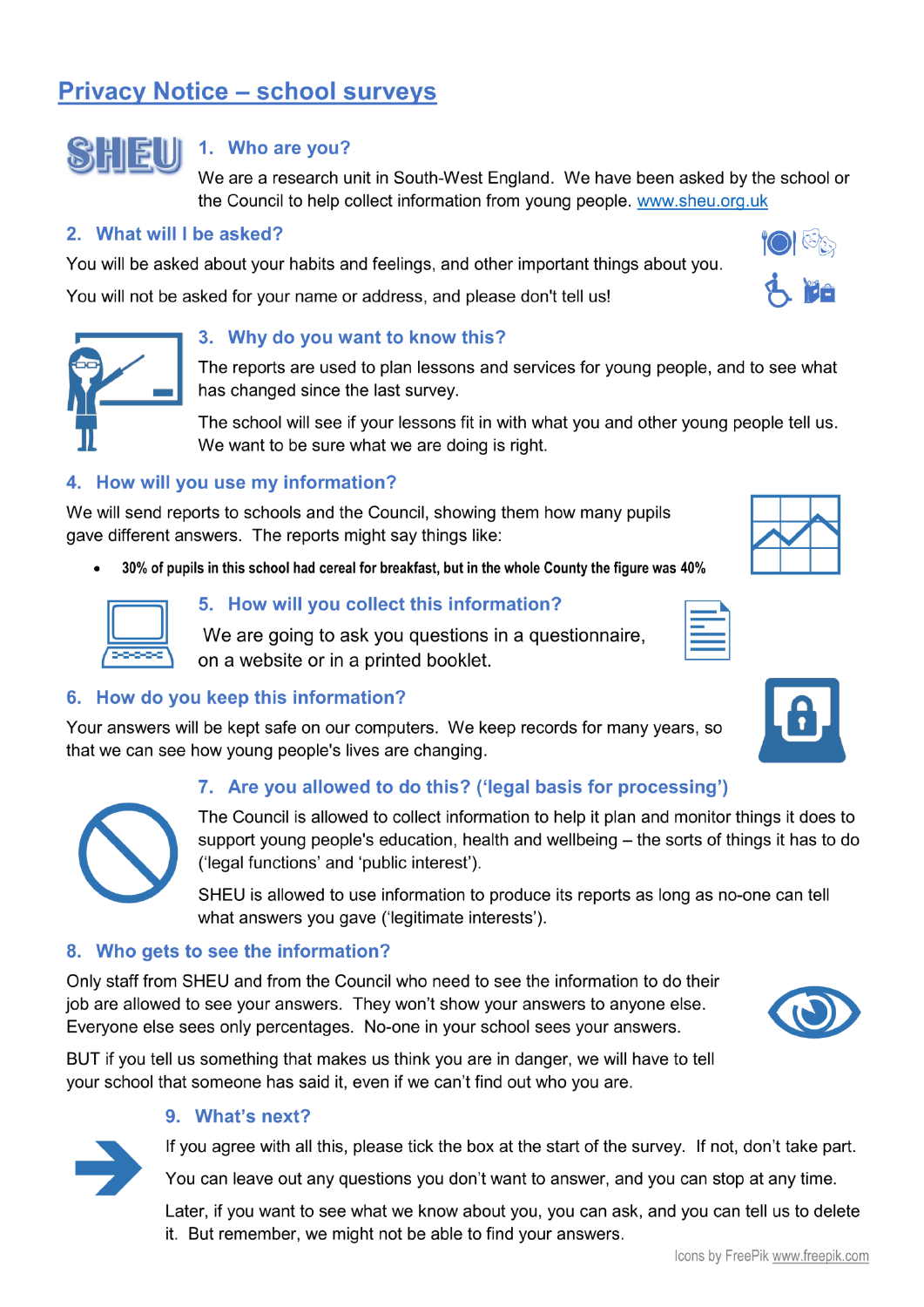# Privacy Notice – school surveys

## 1. Who are you?

We are a research unit in South-West England. We have been asked by the school or the Council to help collect information from young people. www.sheu.org.uk

## 2. What will I be asked?

You will be asked about your habits and feelings, and other important things about you.

You will not be asked for your name or address, and please don't tell us!

## 3. Why do you want to know this?

The reports are used to plan lessons and services for young people, and to see what has changed since the last survey.

The school will see if your lessons fit in with what you and other young people tell us. We want to be sure what we are doing is right.

## 4. How will you use my information?

We will send reports to schools and the Council, showing them how many pupils gave different answers. The reports might say things like:

- **30% of pupils in this school had cereal for breakfast, but in the whole County the figure was 40%**

## 5. How will you collect this information?

We are going to ask you questions in a questionnaire, on a website or in a printed booklet.

## 6. How do you keep this information?

Your answers will be kept safe on our computers. We keep records for many years, so that we can see how young people's lives are changing.

## 7. Are you allowed to do this? ('legal basis for processing')

The Council is allowed to collect information to help it plan and monitor things it does to support young people's education, health and wellbeing – the sorts of things it has to do ('legal functions' and 'public interest').

SHEU is allowed to use information to produce its reports as long as no-one can tell what answers you gave ('legitimate interests').

## 8. Who gets to see the information?

Only staff from SHEU and from the Council who need to see the information to do their job are allowed to see your answers. They won't show your answers to anyone else. Everyone else sees only percentages. No-one in your school sees your answers.

BUT if you tell us something that makes us think you are in danger, we will have to tell your school that someone has said it, even if we can't find out who you are.

## 9. What's next?

If you agree with all this, please tick the box at the start of the survey. If not, don't take part.

You can leave out any questions you don't want to answer, and you can stop at any time.

Later, if you want to see what we know about you, you can ask, and you can tell us to delete it. But remember, we might not be able to find your answers.

Icons by FreePik www.freepik.com